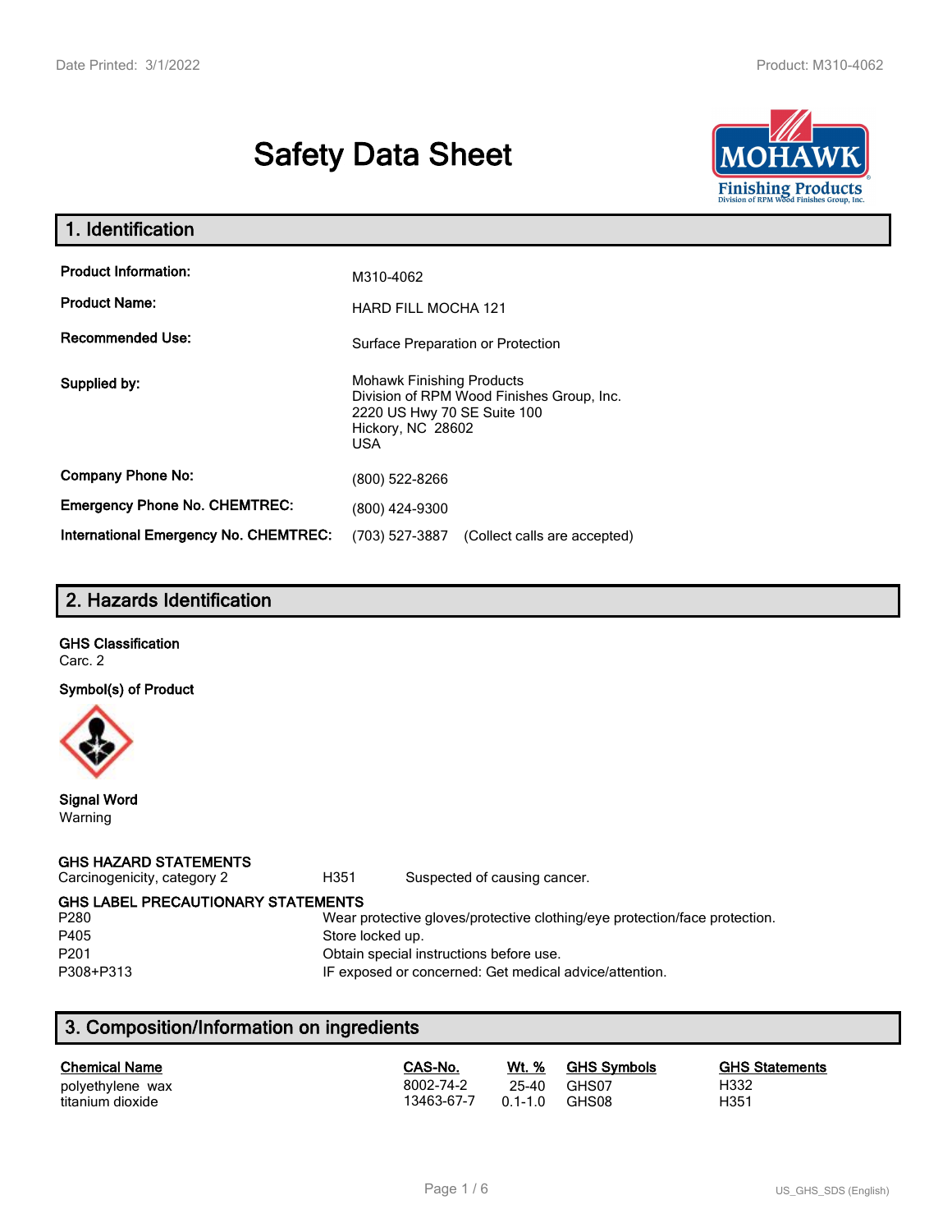# Safety Data Sheet

## 1. Identification

| | |
|---|---|
| **Product Information:** | M310-4062 |
| **Product Name:** | HARD FILL MOCHA 121 |
| **Recommended Use:** | Surface Preparation or Protection |
| **Supplied by:** | Mohawk Finishing Products<br>Division of RPM Wood Finishes Group, Inc.<br>2220 US Hwy 70 SE Suite 100<br>Hickory, NC 28602<br>USA |
| **Company Phone No:** | (800) 522-8266 |
| **Emergency Phone No. CHEMTREC:** | (800) 424-9300 |
| **International Emergency No. CHEMTREC:** | (703) 527-3887 (Collect calls are accepted) |

## 2. Hazards Identification

**GHS Classification**

Carc. 2

**Symbol(s) of Product**

**Signal Word**

Warning

**GHS HAZARD STATEMENTS**

| | | |
|---|---|---|
| Carcinogenicity, category 2 | H351 | Suspected of causing cancer. |

**GHS LABEL PRECAUTIONARY STATEMENTS**

| | |
|---|---|
| P280 | Wear protective gloves/protective clothing/eye protection/face protection. |
| P405 | Store locked up. |
| P201 | Obtain special instructions before use. |
| P308+P313 | IF exposed or concerned: Get medical advice/attention. |

## 3. Composition/Information on ingredients

| Chemical Name | CAS-No. | Wt. % | GHS Symbols | GHS Statements |
|---|---|---|---|---|
| polyethylene wax | 8002-74-2 | 25-40 | GHS07 | H332 |
| titanium dioxide | 13463-67-7 | 0.1-1.0 | GHS08 | H351 |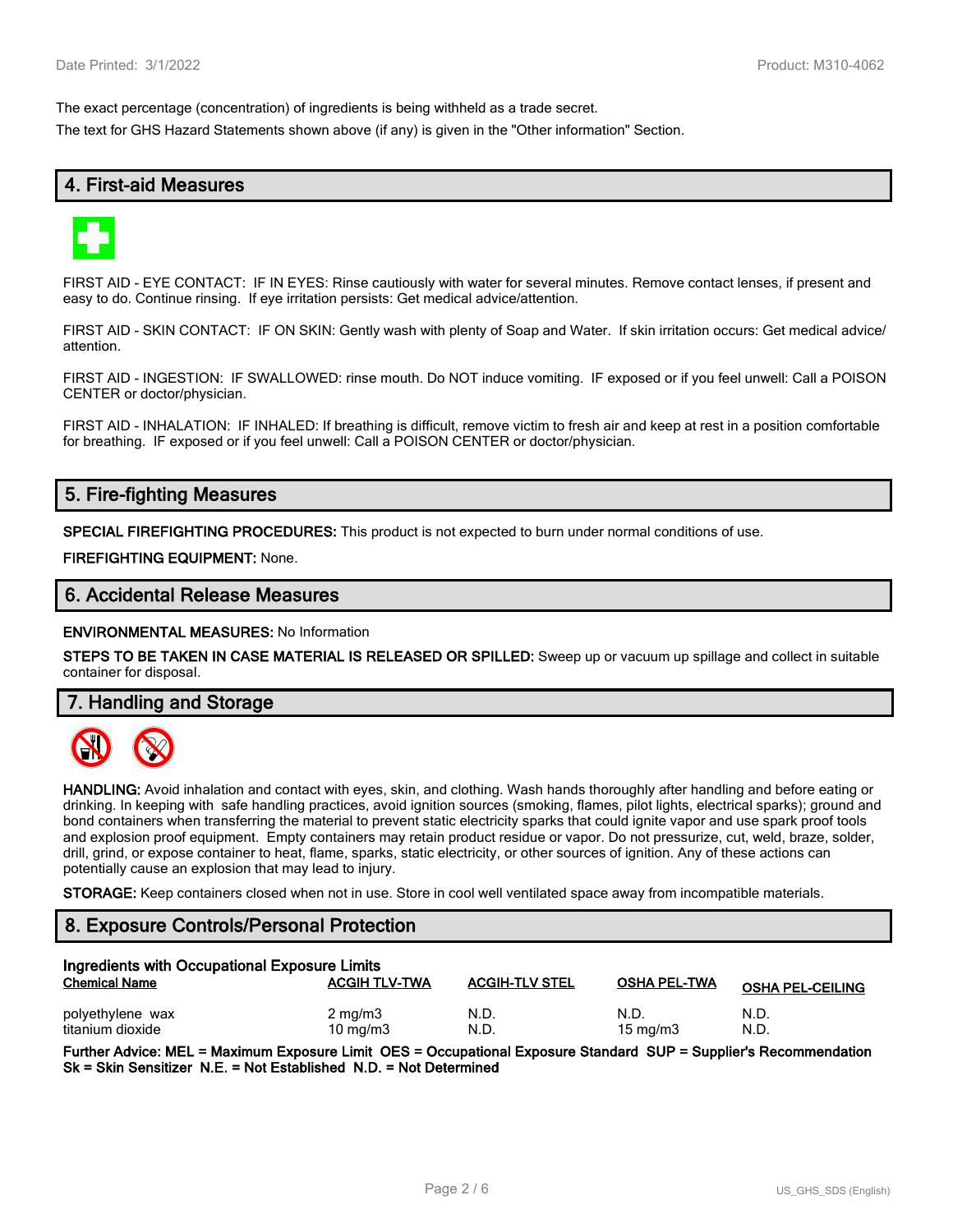The exact percentage (concentration) of ingredients is being withheld as a trade secret.

The text for GHS Hazard Statements shown above (if any) is given in the "Other information" Section.

## 4. First-aid Measures

FIRST AID - EYE CONTACT: IF IN EYES: Rinse cautiously with water for several minutes. Remove contact lenses, if present and easy to do. Continue rinsing. If eye irritation persists: Get medical advice/attention.

FIRST AID - SKIN CONTACT: IF ON SKIN: Gently wash with plenty of Soap and Water. If skin irritation occurs: Get medical advice/ attention.

FIRST AID - INGESTION: IF SWALLOWED: rinse mouth. Do NOT induce vomiting. IF exposed or if you feel unwell: Call a POISON CENTER or doctor/physician.

FIRST AID - INHALATION: IF INHALED: If breathing is difficult, remove victim to fresh air and keep at rest in a position comfortable for breathing. IF exposed or if you feel unwell: Call a POISON CENTER or doctor/physician.

## 5. Fire-fighting Measures

**SPECIAL FIREFIGHTING PROCEDURES:** This product is not expected to burn under normal conditions of use.

**FIREFIGHTING EQUIPMENT:** None.

## 6. Accidental Release Measures

**ENVIRONMENTAL MEASURES:** No Information

**STEPS TO BE TAKEN IN CASE MATERIAL IS RELEASED OR SPILLED:** Sweep up or vacuum up spillage and collect in suitable container for disposal.

## 7. Handling and Storage

**HANDLING:** Avoid inhalation and contact with eyes, skin, and clothing. Wash hands thoroughly after handling and before eating or drinking. In keeping with safe handling practices, avoid ignition sources (smoking, flames, pilot lights, electrical sparks); ground and bond containers when transferring the material to prevent static electricity sparks that could ignite vapor and use spark proof tools and explosion proof equipment. Empty containers may retain product residue or vapor. Do not pressurize, cut, weld, braze, solder, drill, grind, or expose container to heat, flame, sparks, static electricity, or other sources of ignition. Any of these actions can potentially cause an explosion that may lead to injury.

**STORAGE:** Keep containers closed when not in use. Store in cool well ventilated space away from incompatible materials.

## 8. Exposure Controls/Personal Protection

**Ingredients with Occupational Exposure Limits**

| Chemical Name | ACGIH TLV-TWA | ACGIH-TLV STEL | OSHA PEL-TWA | OSHA PEL-CEILING |
|---|---|---|---|---|
| polyethylene wax | 2 mg/m3 | N.D. | N.D. | N.D. |
| titanium dioxide | 10 mg/m3 | N.D. | 15 mg/m3 | N.D. |

**Further Advice: MEL = Maximum Exposure Limit OES = Occupational Exposure Standard SUP = Supplier's Recommendation Sk = Skin Sensitizer N.E. = Not Established N.D. = Not Determined**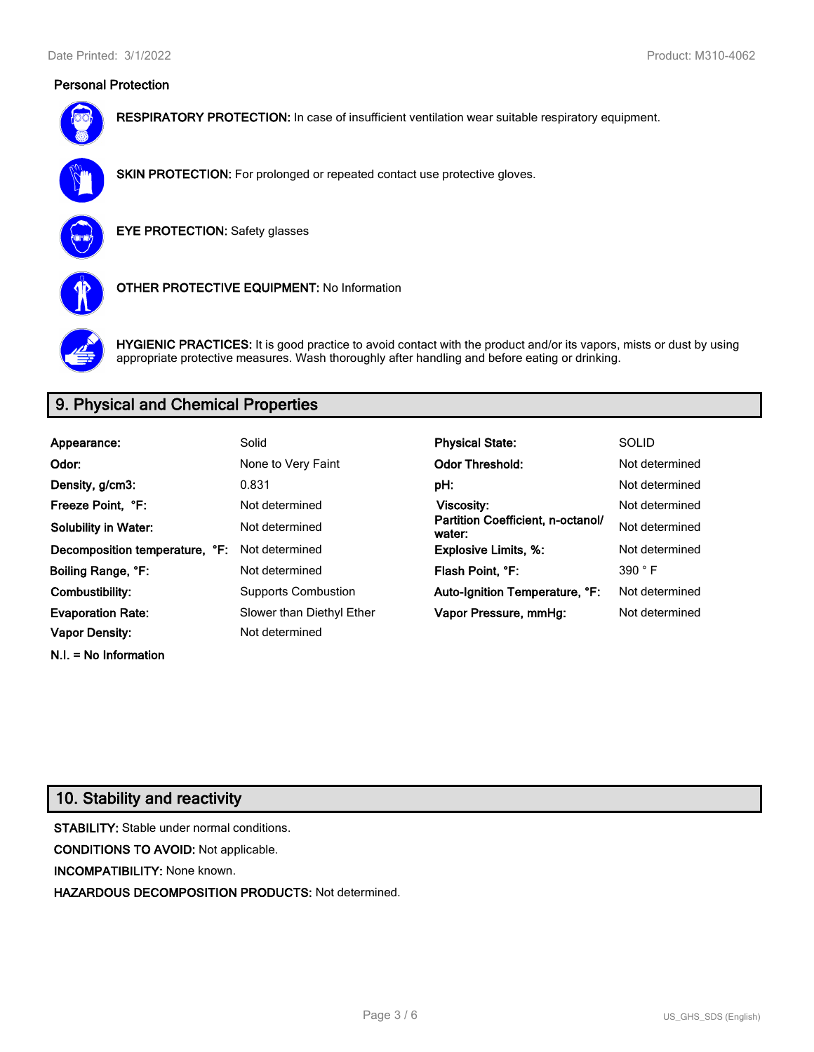## Personal Protection

**RESPIRATORY PROTECTION:** In case of insufficient ventilation wear suitable respiratory equipment.

**SKIN PROTECTION:** For prolonged or repeated contact use protective gloves.

**EYE PROTECTION:** Safety glasses

**OTHER PROTECTIVE EQUIPMENT:** No Information

**HYGIENIC PRACTICES:** It is good practice to avoid contact with the product and/or its vapors, mists or dust by using appropriate protective measures. Wash thoroughly after handling and before eating or drinking.

## 9. Physical and Chemical Properties

| | | | |
|---|---|---|---|
| **Appearance:** | Solid | **Physical State:** | SOLID |
| **Odor:** | None to Very Faint | **Odor Threshold:** | Not determined |
| **Density, g/cm3:** | 0.831 | **pH:** | Not determined |
| **Freeze Point, °F:** | Not determined | **Viscosity:** | Not determined |
| **Solubility in Water:** | Not determined | **Partition Coefficient, n-octanol/water:** | Not determined |
| **Decomposition temperature, °F:** | Not determined | **Explosive Limits, %:** | Not determined |
| **Boiling Range, °F:** | Not determined | **Flash Point, °F:** | 390 ° F |
| **Combustibility:** | Supports Combustion | **Auto-Ignition Temperature, °F:** | Not determined |
| **Evaporation Rate:** | Slower than Diethyl Ether | **Vapor Pressure, mmHg:** | Not determined |
| **Vapor Density:** | Not determined | | |

**N.I. = No Information**

## 10. Stability and reactivity

**STABILITY:** Stable under normal conditions.

**CONDITIONS TO AVOID:** Not applicable.

**INCOMPATIBILITY:** None known.

**HAZARDOUS DECOMPOSITION PRODUCTS:** Not determined.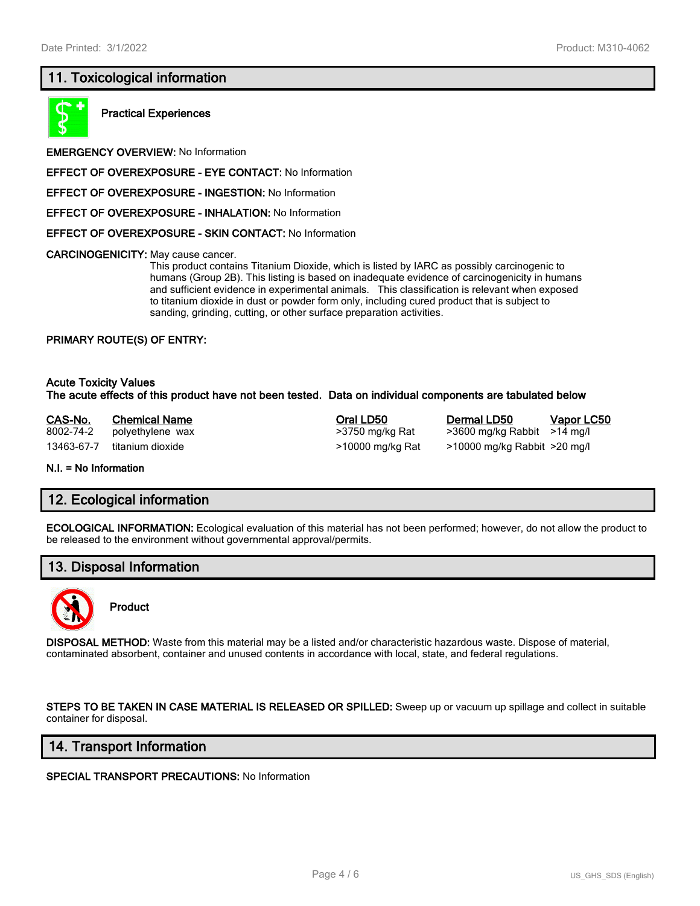## 11. Toxicological information

**Practical Experiences**

**EMERGENCY OVERVIEW:** No Information

**EFFECT OF OVEREXPOSURE - EYE CONTACT:** No Information

**EFFECT OF OVEREXPOSURE - INGESTION:** No Information

**EFFECT OF OVEREXPOSURE - INHALATION:** No Information

**EFFECT OF OVEREXPOSURE - SKIN CONTACT:** No Information

**CARCINOGENICITY:** May cause cancer.
This product contains Titanium Dioxide, which is listed by IARC as possibly carcinogenic to humans (Group 2B). This listing is based on inadequate evidence of carcinogenicity in humans and sufficient evidence in experimental animals. This classification is relevant when exposed to titanium dioxide in dust or powder form only, including cured product that is subject to sanding, grinding, cutting, or other surface preparation activities.

**PRIMARY ROUTE(S) OF ENTRY:**

**Acute Toxicity Values**
**The acute effects of this product have not been tested. Data on individual components are tabulated below**

| CAS-No. | Chemical Name | Oral LD50 | Dermal LD50 | Vapor LC50 |
|---|---|---|---|---|
| 8002-74-2 | polyethylene wax | >3750 mg/kg Rat | >3600 mg/kg Rabbit | >14 mg/l |
| 13463-67-7 | titanium dioxide | >10000 mg/kg Rat | >10000 mg/kg Rabbit | >20 mg/l |

**N.I. = No Information**

## 12. Ecological information

**ECOLOGICAL INFORMATION:** Ecological evaluation of this material has not been performed; however, do not allow the product to be released to the environment without governmental approval/permits.

## 13. Disposal Information

**Product**

**DISPOSAL METHOD:** Waste from this material may be a listed and/or characteristic hazardous waste. Dispose of material, contaminated absorbent, container and unused contents in accordance with local, state, and federal regulations.

**STEPS TO BE TAKEN IN CASE MATERIAL IS RELEASED OR SPILLED:** Sweep up or vacuum up spillage and collect in suitable container for disposal.

## 14. Transport Information

**SPECIAL TRANSPORT PRECAUTIONS:** No Information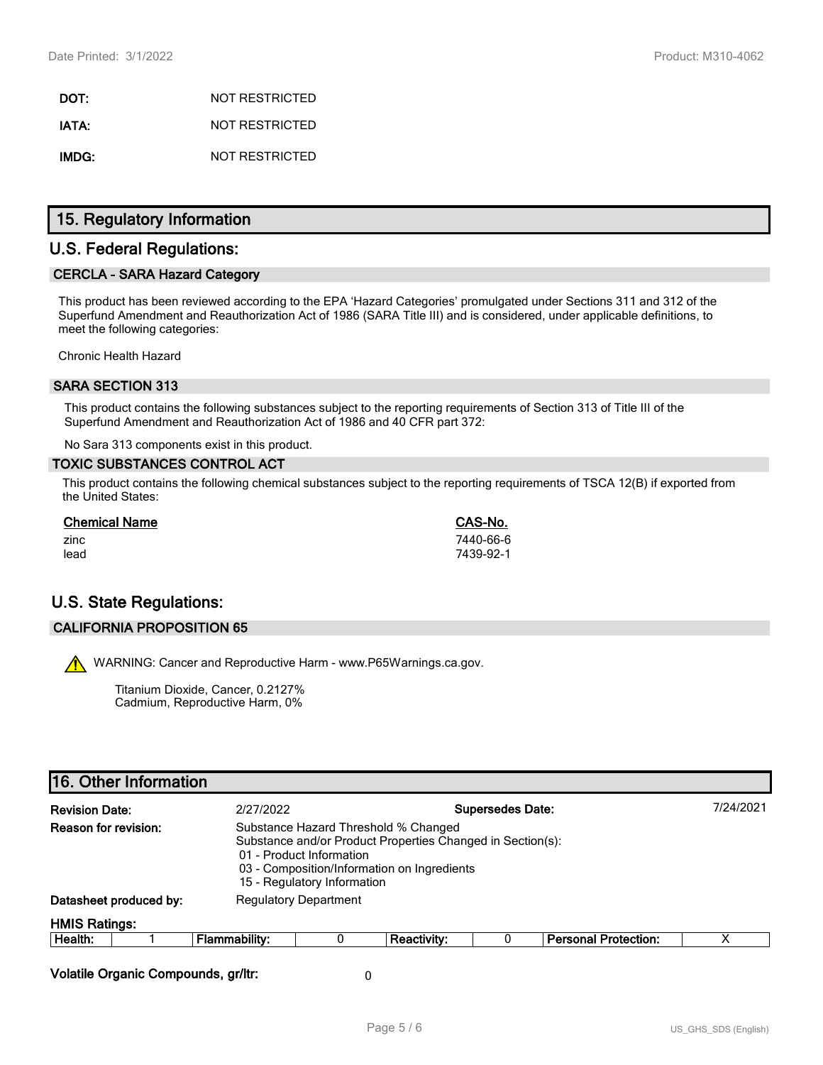**DOT:** NOT RESTRICTED

**IATA:** NOT RESTRICTED

**IMDG:** NOT RESTRICTED

## 15. Regulatory Information

## U.S. Federal Regulations:

### CERCLA - SARA Hazard Category

This product has been reviewed according to the EPA 'Hazard Categories' promulgated under Sections 311 and 312 of the Superfund Amendment and Reauthorization Act of 1986 (SARA Title III) and is considered, under applicable definitions, to meet the following categories:

Chronic Health Hazard

### SARA SECTION 313

This product contains the following substances subject to the reporting requirements of Section 313 of Title III of the Superfund Amendment and Reauthorization Act of 1986 and 40 CFR part 372:

No Sara 313 components exist in this product.

### TOXIC SUBSTANCES CONTROL ACT

This product contains the following chemical substances subject to the reporting requirements of TSCA 12(B) if exported from the United States:

| Chemical Name | CAS-No. |
| --- | --- |
| zinc | 7440-66-6 |
| lead | 7439-92-1 |

## U.S. State Regulations:

### CALIFORNIA PROPOSITION 65

WARNING: Cancer and Reproductive Harm - www.P65Warnings.ca.gov.

Titanium Dioxide, Cancer, 0.2127%
Cadmium, Reproductive Harm, 0%

## 16. Other Information

**Revision Date:** 2/27/2022 **Supersedes Date:** 7/24/2021

**Reason for revision:** Substance Hazard Threshold % Changed
Substance and/or Product Properties Changed in Section(s):
01 - Product Information
03 - Composition/Information on Ingredients
15 - Regulatory Information

**Datasheet produced by:** Regulatory Department

**HMIS Ratings:**

| Health: | 1 | Flammability: | 0 | Reactivity: | 0 | Personal Protection: | X |
| --- | --- | --- | --- | --- | --- | --- | --- |

**Volatile Organic Compounds, gr/ltr:** 0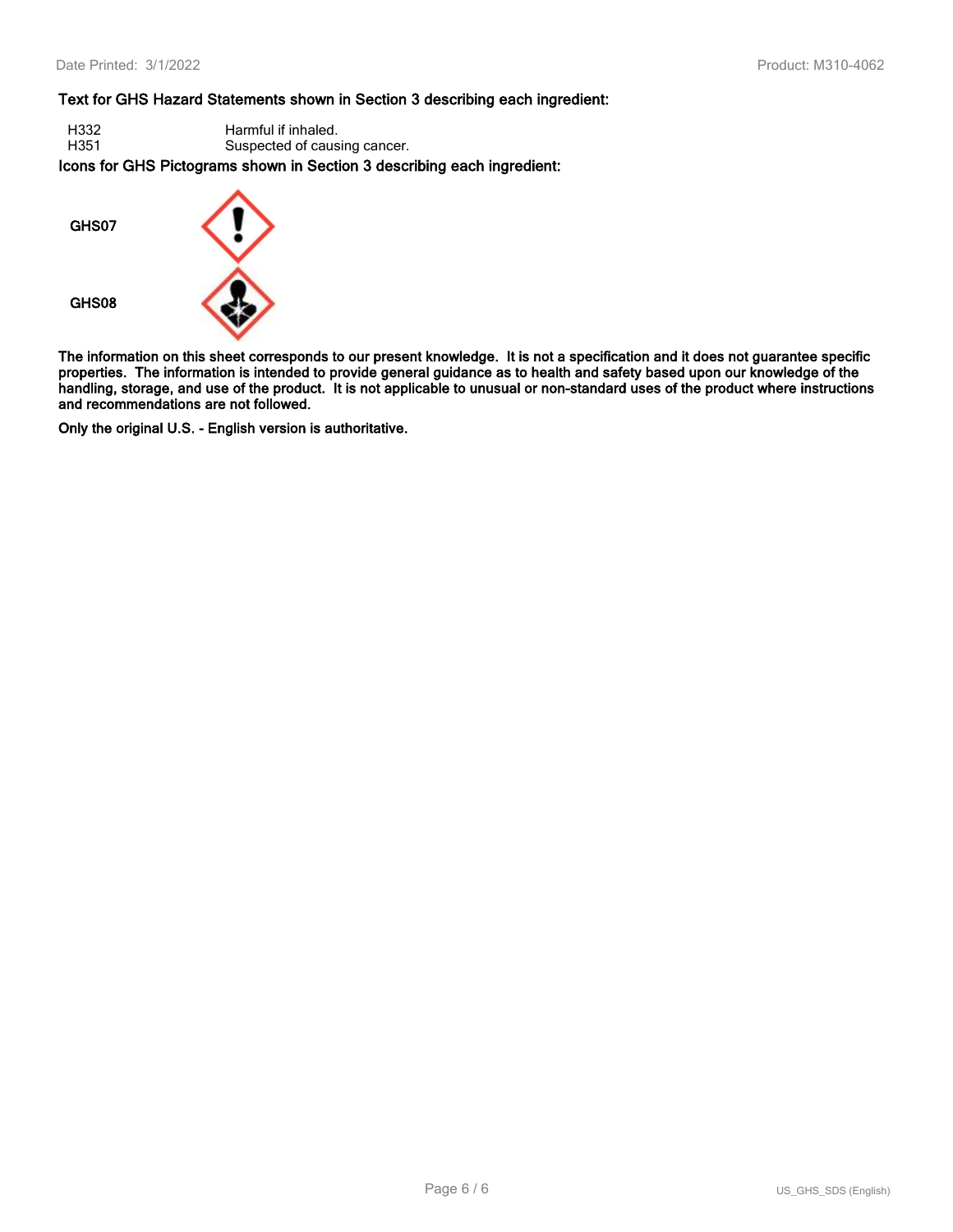**Text for GHS Hazard Statements shown in Section 3 describing each ingredient:**

| | |
|---|---|
| H332 | Harmful if inhaled. |
| H351 | Suspected of causing cancer. |

**Icons for GHS Pictograms shown in Section 3 describing each ingredient:**

**GHS07**

**GHS08**

**The information on this sheet corresponds to our present knowledge. It is not a specification and it does not guarantee specific properties. The information is intended to provide general guidance as to health and safety based upon our knowledge of the handling, storage, and use of the product. It is not applicable to unusual or non-standard uses of the product where instructions and recommendations are not followed.**

**Only the original U.S. - English version is authoritative.**